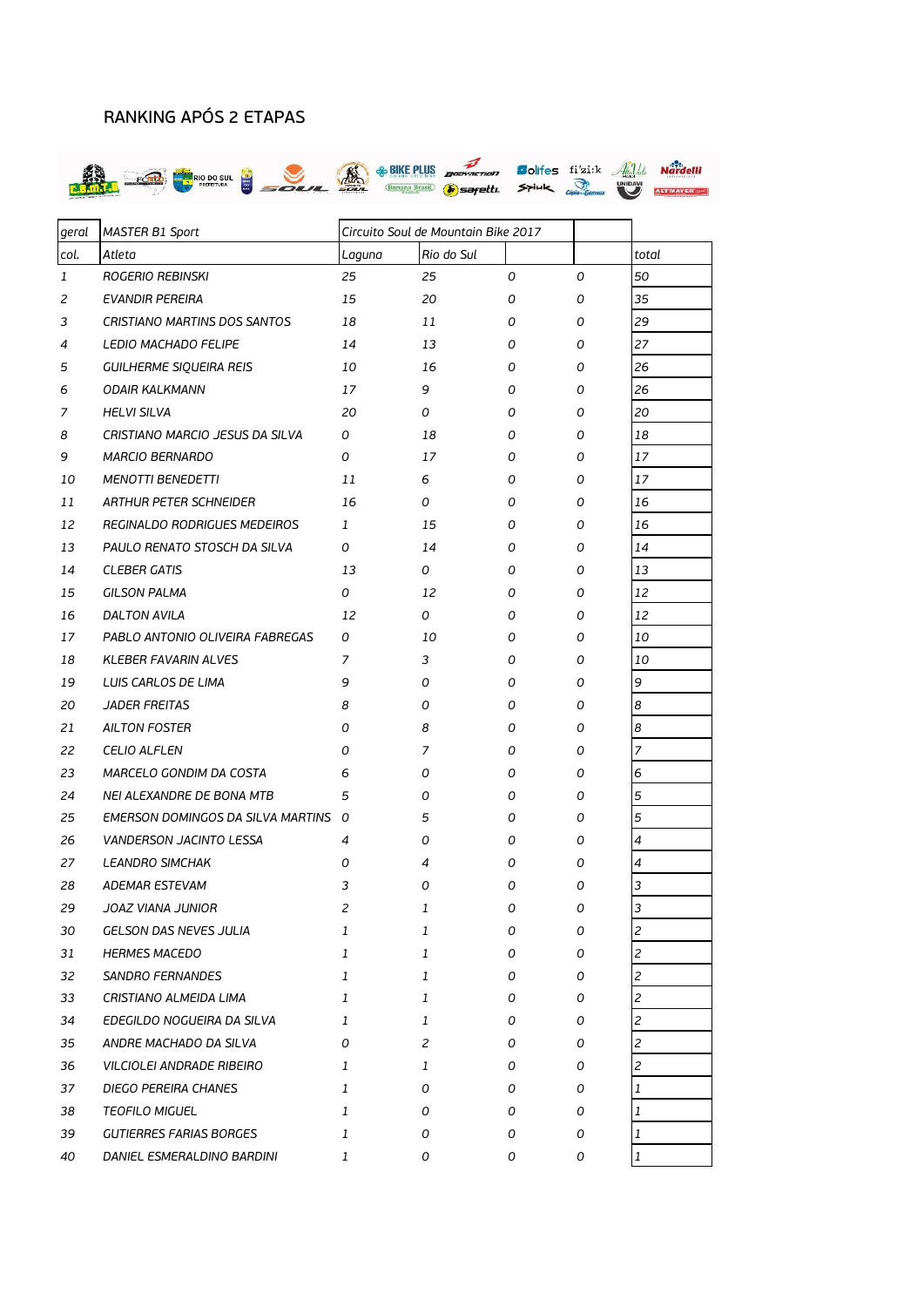# RANKING APÓS 2 ETAPAS

| *geral* | *MASTER B1 Sport* | *Circuito Soul de Mountain Bike 2017* | | | | |
|---|---|---|---|---|---|---|
| *col.* | *Atleta* | *Laguna* | *Rio do Sul* | | | *total* |
| *1* | *ROGERIO REBINSKI* | *25* | *25* | *0* | *0* | *50* |
| *2* | *EVANDIR PEREIRA* | *15* | *20* | *0* | *0* | *35* |
| *3* | *CRISTIANO MARTINS DOS SANTOS* | *18* | *11* | *0* | *0* | *29* |
| *4* | *LEDIO MACHADO FELIPE* | *14* | *13* | *0* | *0* | *27* |
| *5* | *GUILHERME SIQUEIRA REIS* | *10* | *16* | *0* | *0* | *26* |
| *6* | *ODAIR KALKMANN* | *17* | *9* | *0* | *0* | *26* |
| *7* | *HELVI SILVA* | *20* | *0* | *0* | *0* | *20* |
| *8* | *CRISTIANO MARCIO JESUS DA SILVA* | *0* | *18* | *0* | *0* | *18* |
| *9* | *MARCIO BERNARDO* | *0* | *17* | *0* | *0* | *17* |
| *10* | *MENOTTI BENEDETTI* | *11* | *6* | *0* | *0* | *17* |
| *11* | *ARTHUR PETER SCHNEIDER* | *16* | *0* | *0* | *0* | *16* |
| *12* | *REGINALDO RODRIGUES MEDEIROS* | *1* | *15* | *0* | *0* | *16* |
| *13* | *PAULO RENATO STOSCH DA SILVA* | *0* | *14* | *0* | *0* | *14* |
| *14* | *CLEBER GATIS* | *13* | *0* | *0* | *0* | *13* |
| *15* | *GILSON PALMA* | *0* | *12* | *0* | *0* | *12* |
| *16* | *DALTON AVILA* | *12* | *0* | *0* | *0* | *12* |
| *17* | *PABLO ANTONIO OLIVEIRA FABREGAS* | *0* | *10* | *0* | *0* | *10* |
| *18* | *KLEBER FAVARIN ALVES* | *7* | *3* | *0* | *0* | *10* |
| *19* | *LUIS CARLOS DE LIMA* | *9* | *0* | *0* | *0* | *9* |
| *20* | *JADER FREITAS* | *8* | *0* | *0* | *0* | *8* |
| *21* | *AILTON FOSTER* | *0* | *8* | *0* | *0* | *8* |
| *22* | *CELIO ALFLEN* | *0* | *7* | *0* | *0* | *7* |
| *23* | *MARCELO GONDIM DA COSTA* | *6* | *0* | *0* | *0* | *6* |
| *24* | *NEI ALEXANDRE DE BONA MTB* | *5* | *0* | *0* | *0* | *5* |
| *25* | *EMERSON DOMINGOS DA SILVA MARTINS* | *0* | *5* | *0* | *0* | *5* |
| *26* | *VANDERSON JACINTO LESSA* | *4* | *0* | *0* | *0* | *4* |
| *27* | *LEANDRO SIMCHAK* | *0* | *4* | *0* | *0* | *4* |
| *28* | *ADEMAR ESTEVAM* | *3* | *0* | *0* | *0* | *3* |
| *29* | *JOAZ VIANA JUNIOR* | *2* | *1* | *0* | *0* | *3* |
| *30* | *GELSON DAS NEVES JULIA* | *1* | *1* | *0* | *0* | *2* |
| *31* | *HERMES MACEDO* | *1* | *1* | *0* | *0* | *2* |
| *32* | *SANDRO FERNANDES* | *1* | *1* | *0* | *0* | *2* |
| *33* | *CRISTIANO ALMEIDA LIMA* | *1* | *1* | *0* | *0* | *2* |
| *34* | *EDEGILDO NOGUEIRA DA SILVA* | *1* | *1* | *0* | *0* | *2* |
| *35* | *ANDRE MACHADO DA SILVA* | *0* | *2* | *0* | *0* | *2* |
| *36* | *VILCIOLEI ANDRADE RIBEIRO* | *1* | *1* | *0* | *0* | *2* |
| *37* | *DIEGO PEREIRA CHANES* | *1* | *0* | *0* | *0* | *1* |
| *38* | *TEOFILO MIGUEL* | *1* | *0* | *0* | *0* | *1* |
| *39* | *GUTIERRES FARIAS BORGES* | *1* | *0* | *0* | *0* | *1* |
| *40* | *DANIEL ESMERALDINO BARDINI* | *1* | *0* | *0* | *0* | *1* |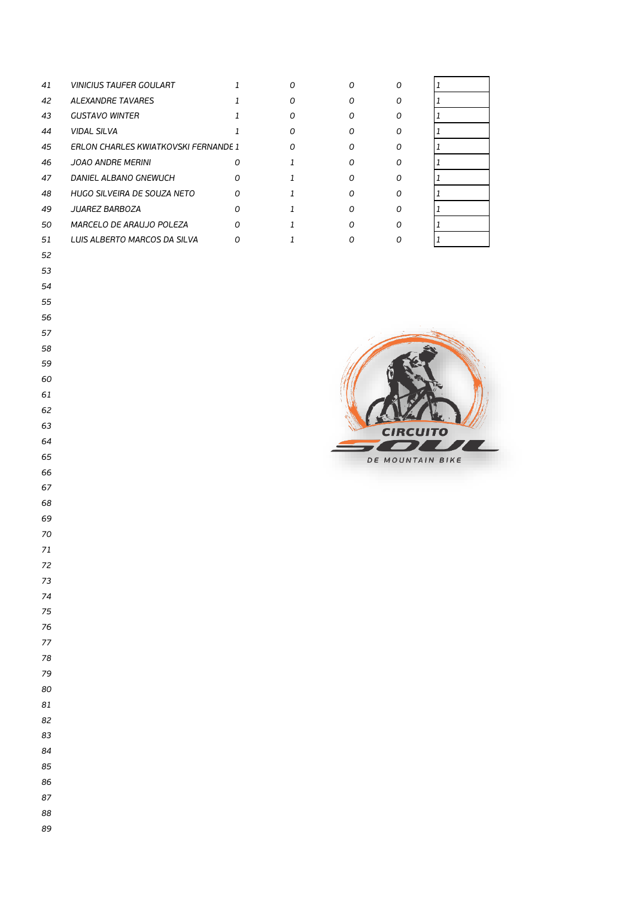| | | | | | | |
|---|---|---|---|---|---|---|
| 41 | VINICIUS TAUFER GOULART | 1 | 0 | 0 | 0 | 1 |
| 42 | ALEXANDRE TAVARES | 1 | 0 | 0 | 0 | 1 |
| 43 | GUSTAVO WINTER | 1 | 0 | 0 | 0 | 1 |
| 44 | VIDAL SILVA | 1 | 0 | 0 | 0 | 1 |
| 45 | ERLON CHARLES KWIATKOVSKI FERNANDE | 1 | 0 | 0 | 0 | 1 |
| 46 | JOAO ANDRE MERINI | 0 | 1 | 0 | 0 | 1 |
| 47 | DANIEL ALBANO GNEWUCH | 0 | 1 | 0 | 0 | 1 |
| 48 | HUGO SILVEIRA DE SOUZA NETO | 0 | 1 | 0 | 0 | 1 |
| 49 | JUAREZ BARBOZA | 0 | 1 | 0 | 0 | 1 |
| 50 | MARCELO DE ARAUJO POLEZA | 0 | 1 | 0 | 0 | 1 |
| 51 | LUIS ALBERTO MARCOS DA SILVA | 0 | 1 | 0 | 0 | 1 |
| 52 | | | | | | |
| 53 | | | | | | |
| 54 | | | | | | |
| 55 | | | | | | |
| 56 | | | | | | |
| 57 | | | | | | |
| 58 | | | | | | |
| 59 | | | | | | |
| 60 | | | | | | |
| 61 | | | | | | |
| 62 | | | | | | |
| 63 | | | | | | |
| 64 | | | | | | |
| 65 | | | | | | |
| 66 | | | | | | |
| 67 | | | | | | |
| 68 | | | | | | |
| 69 | | | | | | |
| 70 | | | | | | |
| 71 | | | | | | |
| 72 | | | | | | |
| 73 | | | | | | |
| 74 | | | | | | |
| 75 | | | | | | |
| 76 | | | | | | |
| 77 | | | | | | |
| 78 | | | | | | |
| 79 | | | | | | |
| 80 | | | | | | |
| 81 | | | | | | |
| 82 | | | | | | |
| 83 | | | | | | |
| 84 | | | | | | |
| 85 | | | | | | |
| 86 | | | | | | |
| 87 | | | | | | |
| 88 | | | | | | |
| 89 | | | | | | |

CIRCUITO SOUL DE MOUNTAIN BIKE